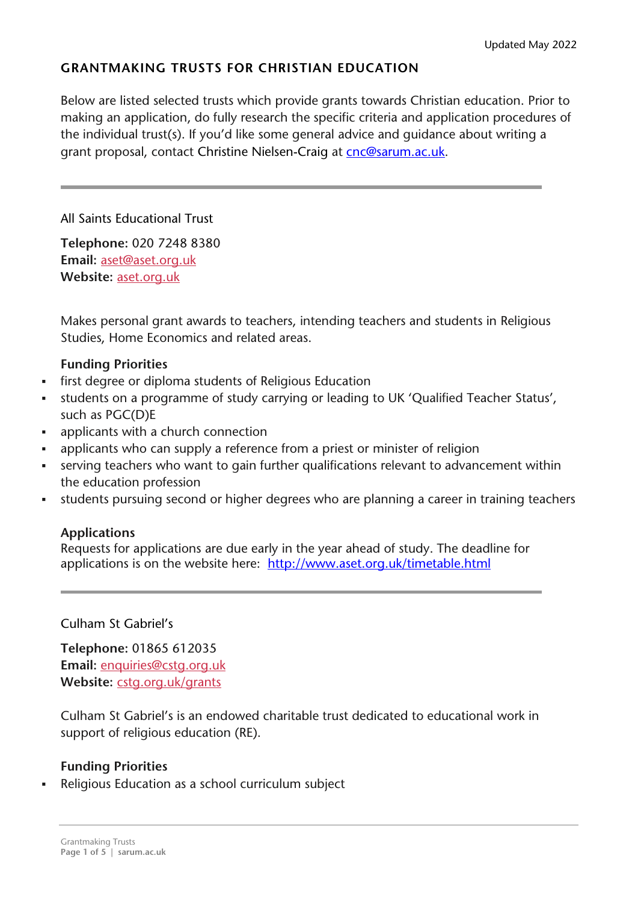Updated May 2022

# GRANTMAKING TRUSTS FOR CHRISTIAN EDUCATION

Below are listed selected trusts which provide grants towards Christian education. Prior to making an application, do fully research the specific criteria and application procedures of the individual trust(s). If you'd like some general advice and guidance about writing a grant proposal, contact Christine Nielsen-Craig at cnc@sarum.ac.uk.

---

## All Saints Educational Trust

**Telephone:** 020 7248 8380
**Email:** aset@aset.org.uk
**Website:** aset.org.uk

Makes personal grant awards to teachers, intending teachers and students in Religious Studies, Home Economics and related areas.

**Funding Priorities**

- first degree or diploma students of Religious Education
- students on a programme of study carrying or leading to UK 'Qualified Teacher Status', such as PGC(D)E
- applicants with a church connection
- applicants who can supply a reference from a priest or minister of religion
- serving teachers who want to gain further qualifications relevant to advancement within the education profession
- students pursuing second or higher degrees who are planning a career in training teachers

**Applications**
Requests for applications are due early in the year ahead of study. The deadline for applications is on the website here: http://www.aset.org.uk/timetable.html

---

## Culham St Gabriel's

**Telephone:** 01865 612035
**Email:** enquiries@cstg.org.uk
**Website:** cstg.org.uk/grants

Culham St Gabriel's is an endowed charitable trust dedicated to educational work in support of religious education (RE).

**Funding Priorities**

- Religious Education as a school curriculum subject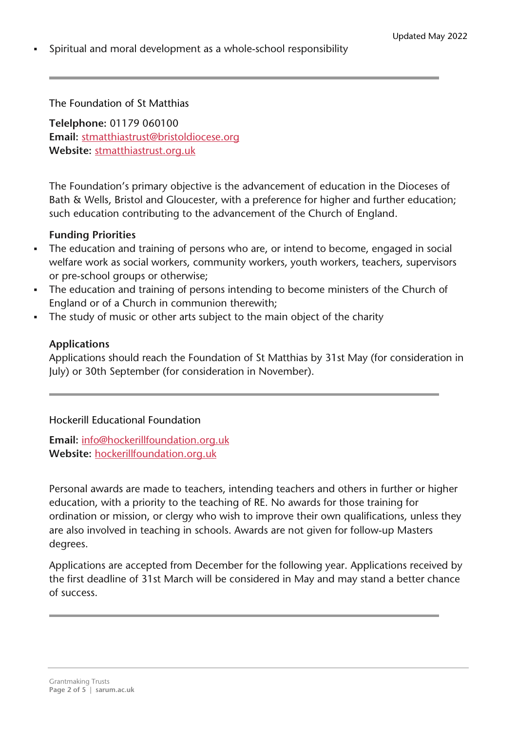- Spiritual and moral development as a whole-school responsibility

---

The Foundation of St Matthias

**Telephone:** 01179 060100
**Email:** stmatthiastrust@bristoldiocese.org
**Website:** stmatthiastrust.org.uk

The Foundation's primary objective is the advancement of education in the Dioceses of Bath & Wells, Bristol and Gloucester, with a preference for higher and further education; such education contributing to the advancement of the Church of England.

**Funding Priorities**

- The education and training of persons who are, or intend to become, engaged in social welfare work as social workers, community workers, youth workers, teachers, supervisors or pre-school groups or otherwise;
- The education and training of persons intending to become ministers of the Church of England or of a Church in communion therewith;
- The study of music or other arts subject to the main object of the charity

**Applications**

Applications should reach the Foundation of St Matthias by 31st May (for consideration in July) or 30th September (for consideration in November).

---

Hockerill Educational Foundation

**Email:** info@hockerillfoundation.org.uk
**Website:** hockerillfoundation.org.uk

Personal awards are made to teachers, intending teachers and others in further or higher education, with a priority to the teaching of RE. No awards for those training for ordination or mission, or clergy who wish to improve their own qualifications, unless they are also involved in teaching in schools. Awards are not given for follow-up Masters degrees.

Applications are accepted from December for the following year. Applications received by the first deadline of 31st March will be considered in May and may stand a better chance of success.

---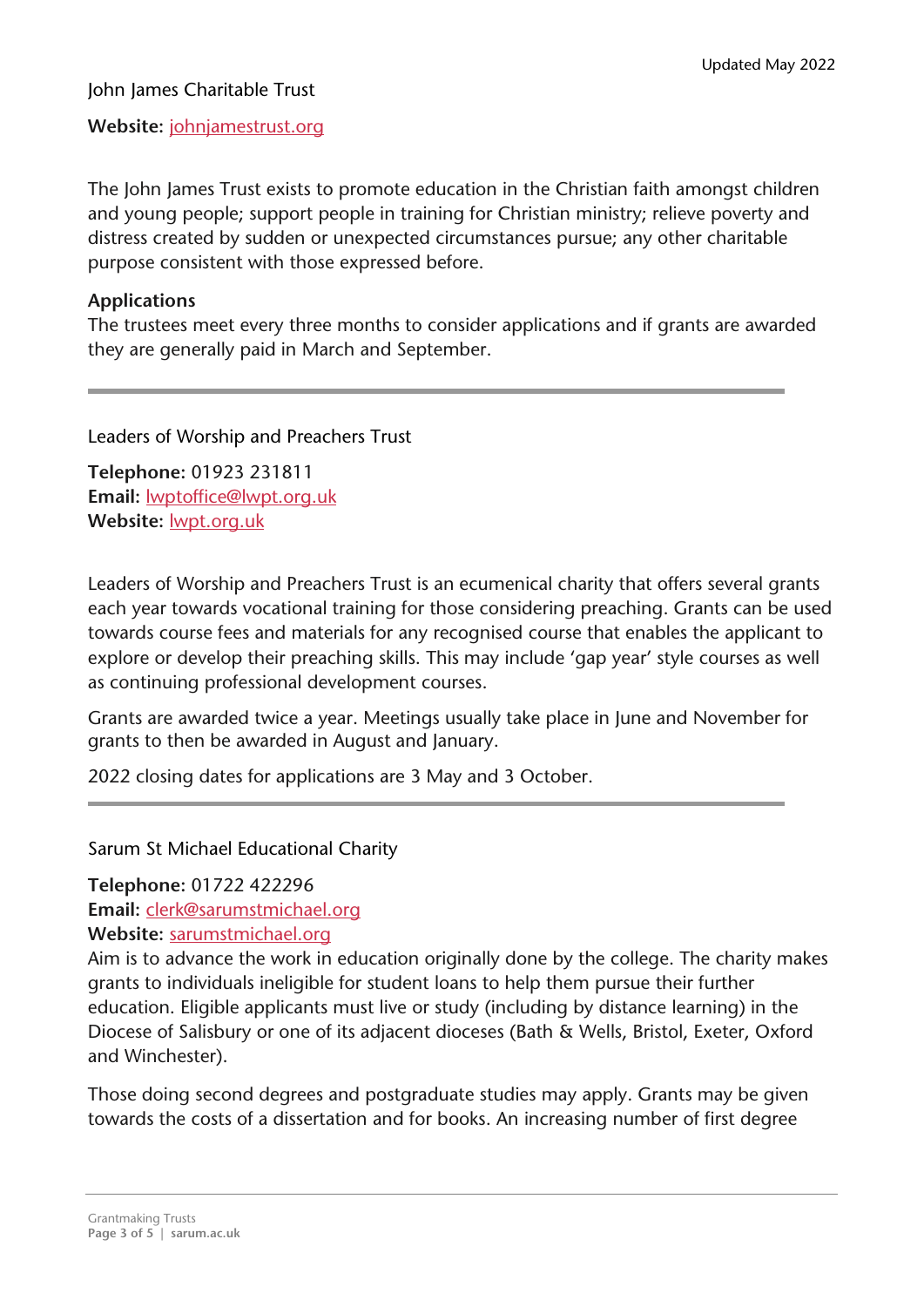Updated May 2022

## John James Charitable Trust

**Website:** [johnjamestrust.org](johnjamestrust.org)

The John James Trust exists to promote education in the Christian faith amongst children and young people; support people in training for Christian ministry; relieve poverty and distress created by sudden or unexpected circumstances pursue; any other charitable purpose consistent with those expressed before.

**Applications**
The trustees meet every three months to consider applications and if grants are awarded they are generally paid in March and September.

---

## Leaders of Worship and Preachers Trust

**Telephone:** 01923 231811
**Email:** [lwptoffice@lwpt.org.uk](mailto:lwptoffice@lwpt.org.uk)
**Website:** [lwpt.org.uk](lwpt.org.uk)

Leaders of Worship and Preachers Trust is an ecumenical charity that offers several grants each year towards vocational training for those considering preaching. Grants can be used towards course fees and materials for any recognised course that enables the applicant to explore or develop their preaching skills. This may include 'gap year' style courses as well as continuing professional development courses.

Grants are awarded twice a year. Meetings usually take place in June and November for grants to then be awarded in August and January.

2022 closing dates for applications are 3 May and 3 October.

---

## Sarum St Michael Educational Charity

**Telephone:** 01722 422296
**Email:** [clerk@sarumstmichael.org](mailto:clerk@sarumstmichael.org)
**Website:** [sarumstmichael.org](sarumstmichael.org)
Aim is to advance the work in education originally done by the college. The charity makes grants to individuals ineligible for student loans to help them pursue their further education. Eligible applicants must live or study (including by distance learning) in the Diocese of Salisbury or one of its adjacent dioceses (Bath & Wells, Bristol, Exeter, Oxford and Winchester).

Those doing second degrees and postgraduate studies may apply. Grants may be given towards the costs of a dissertation and for books. An increasing number of first degree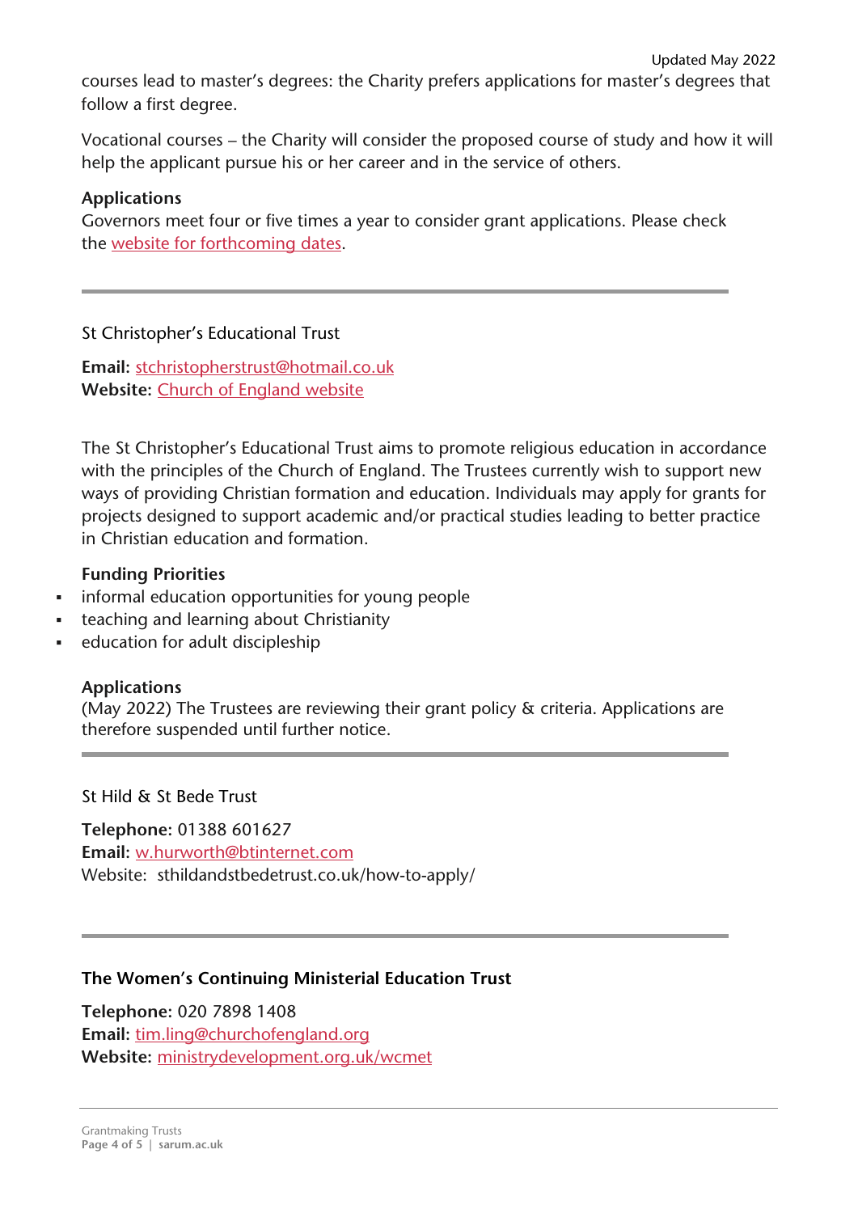courses lead to master's degrees: the Charity prefers applications for master's degrees that follow a first degree.

Vocational courses – the Charity will consider the proposed course of study and how it will help the applicant pursue his or her career and in the service of others.

**Applications**
Governors meet four or five times a year to consider grant applications. Please check the website for forthcoming dates.

---

St Christopher's Educational Trust

**Email:** stchristopherstrust@hotmail.co.uk
**Website:** Church of England website

The St Christopher's Educational Trust aims to promote religious education in accordance with the principles of the Church of England. The Trustees currently wish to support new ways of providing Christian formation and education. Individuals may apply for grants for projects designed to support academic and/or practical studies leading to better practice in Christian education and formation.

**Funding Priorities**

- informal education opportunities for young people
- teaching and learning about Christianity
- education for adult discipleship

**Applications**
(May 2022) The Trustees are reviewing their grant policy & criteria. Applications are therefore suspended until further notice.

---

St Hild & St Bede Trust

**Telephone:** 01388 601627
**Email:** w.hurworth@btinternet.com
Website: sthildandstbedetrust.co.uk/how-to-apply/

---

**The Women's Continuing Ministerial Education Trust**

**Telephone:** 020 7898 1408
**Email:** tim.ling@churchofengland.org
**Website:** ministrydevelopment.org.uk/wcmet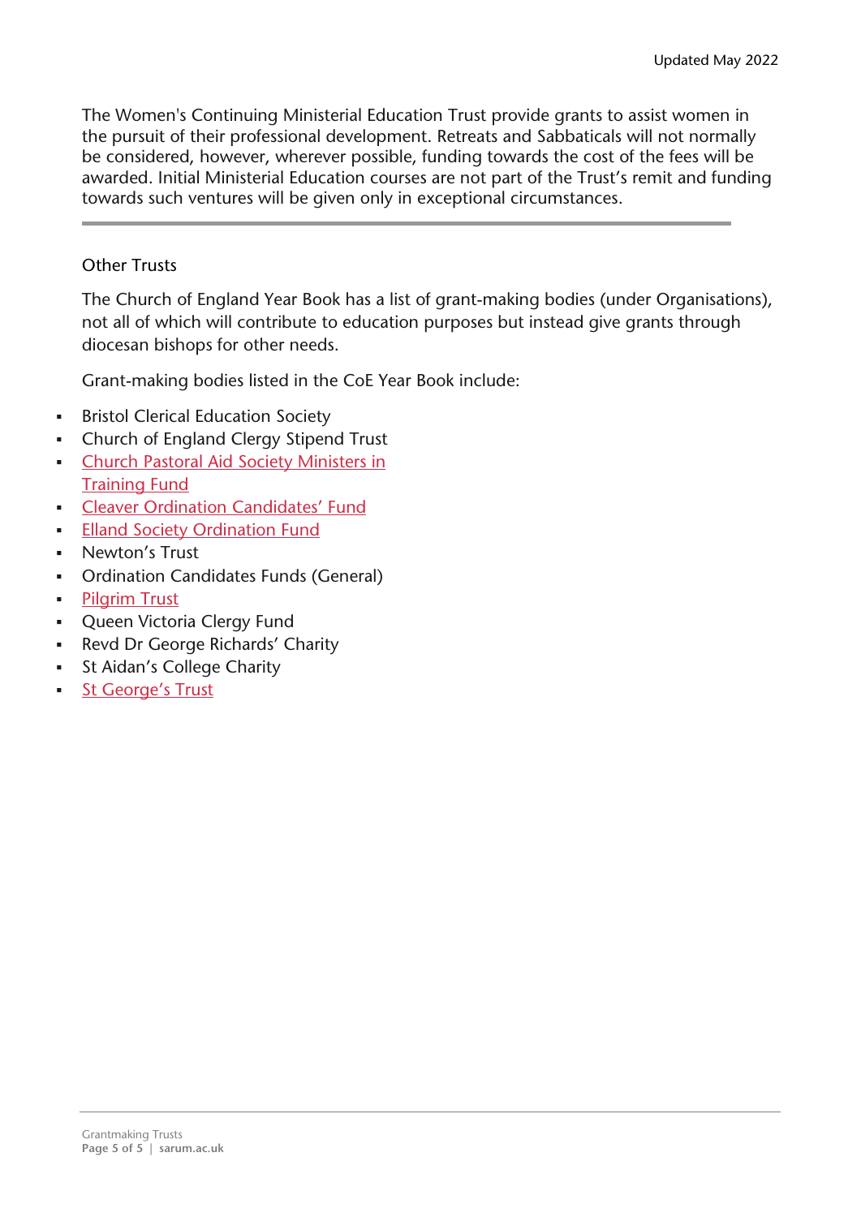The Women's Continuing Ministerial Education Trust provide grants to assist women in the pursuit of their professional development. Retreats and Sabbaticals will not normally be considered, however, wherever possible, funding towards the cost of the fees will be awarded. Initial Ministerial Education courses are not part of the Trust's remit and funding towards such ventures will be given only in exceptional circumstances.

---

## Other Trusts

The Church of England Year Book has a list of grant-making bodies (under Organisations), not all of which will contribute to education purposes but instead give grants through diocesan bishops for other needs.

Grant-making bodies listed in the CoE Year Book include:

- Bristol Clerical Education Society
- Church of England Clergy Stipend Trust
- Church Pastoral Aid Society Ministers in Training Fund
- Cleaver Ordination Candidates' Fund
- Elland Society Ordination Fund
- Newton's Trust
- Ordination Candidates Funds (General)
- Pilgrim Trust
- Queen Victoria Clergy Fund
- Revd Dr George Richards' Charity
- St Aidan's College Charity
- St George's Trust